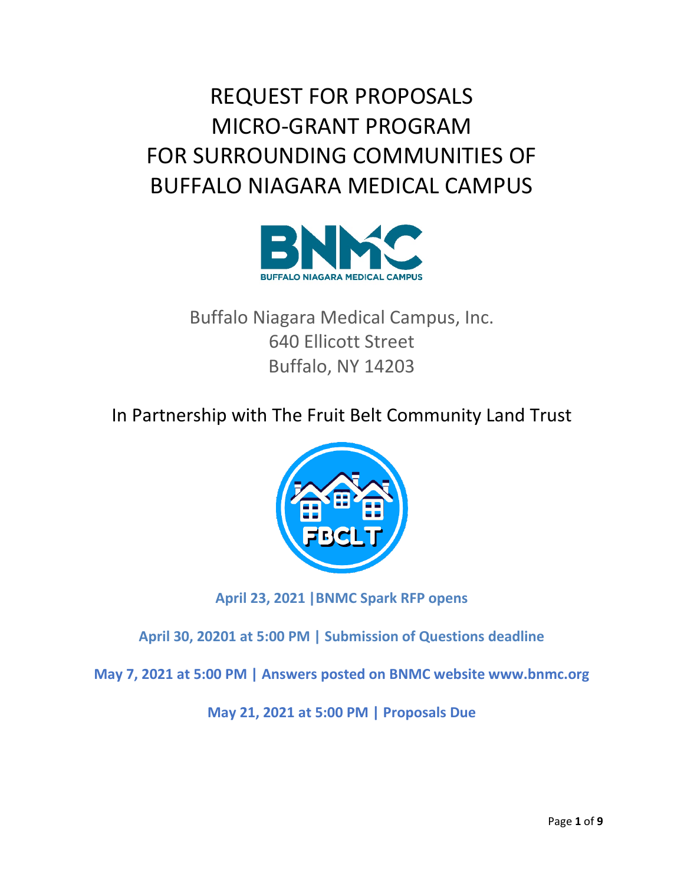# REQUEST FOR PROPOSALS
# MICRO-GRANT PROGRAM
# FOR SURROUNDING COMMUNITIES OF
# BUFFALO NIAGARA MEDICAL CAMPUS

BNMC
BUFFALO NIAGARA MEDICAL CAMPUS

Buffalo Niagara Medical Campus, Inc.
640 Ellicott Street
Buffalo, NY 14203

In Partnership with The Fruit Belt Community Land Trust

FBCLT

**April 23, 2021 |BNMC Spark RFP opens**

**April 30, 20201 at 5:00 PM | Submission of Questions deadline**

**May 7, 2021 at 5:00 PM | Answers posted on BNMC website www.bnmc.org**

**May 21, 2021 at 5:00 PM | Proposals Due**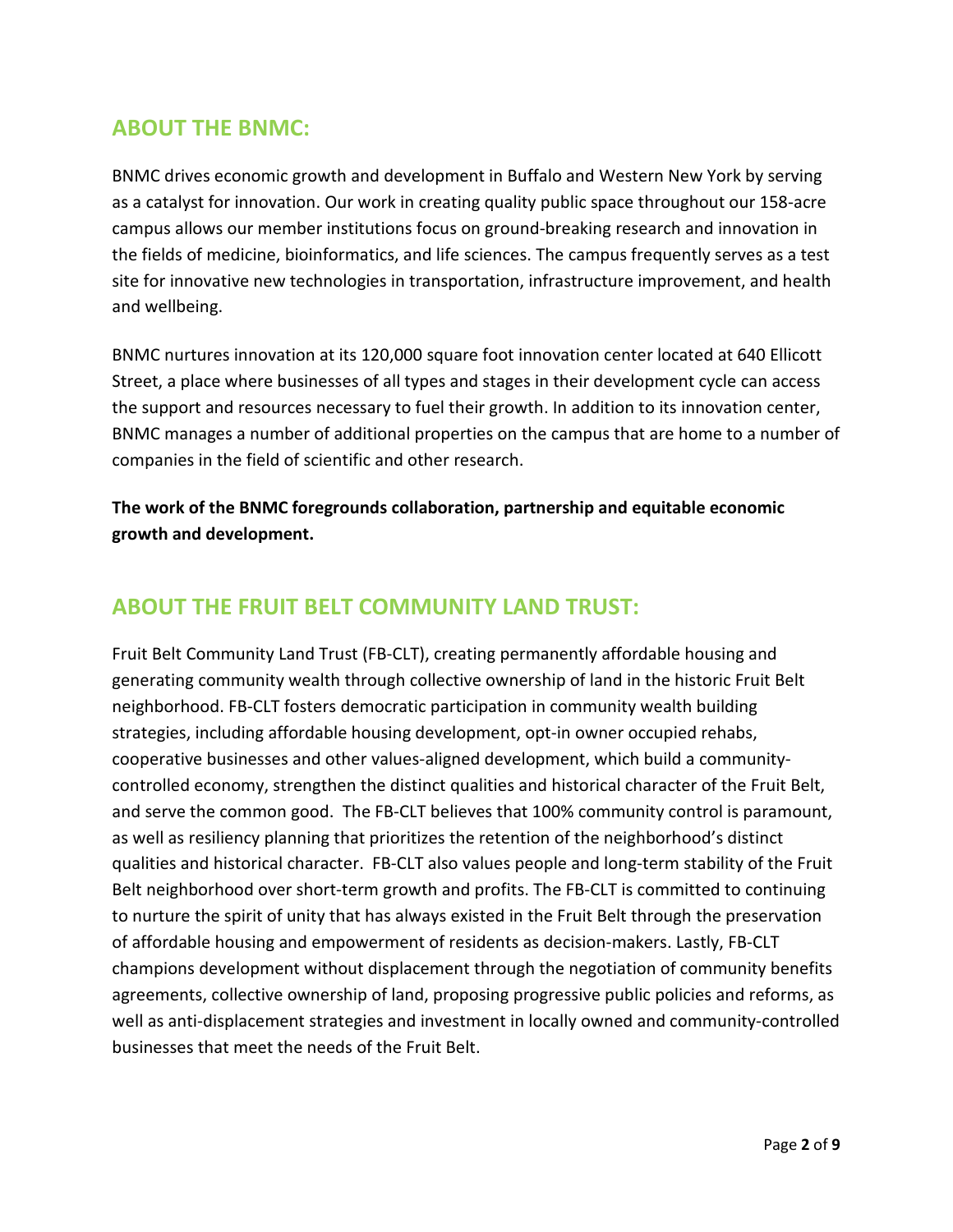## ABOUT THE BNMC:

BNMC drives economic growth and development in Buffalo and Western New York by serving as a catalyst for innovation. Our work in creating quality public space throughout our 158-acre campus allows our member institutions focus on ground-breaking research and innovation in the fields of medicine, bioinformatics, and life sciences. The campus frequently serves as a test site for innovative new technologies in transportation, infrastructure improvement, and health and wellbeing.

BNMC nurtures innovation at its 120,000 square foot innovation center located at 640 Ellicott Street, a place where businesses of all types and stages in their development cycle can access the support and resources necessary to fuel their growth. In addition to its innovation center, BNMC manages a number of additional properties on the campus that are home to a number of companies in the field of scientific and other research.

**The work of the BNMC foregrounds collaboration, partnership and equitable economic growth and development.**

## ABOUT THE FRUIT BELT COMMUNITY LAND TRUST:

Fruit Belt Community Land Trust (FB-CLT), creating permanently affordable housing and generating community wealth through collective ownership of land in the historic Fruit Belt neighborhood. FB-CLT fosters democratic participation in community wealth building strategies, including affordable housing development, opt-in owner occupied rehabs, cooperative businesses and other values-aligned development, which build a community-controlled economy, strengthen the distinct qualities and historical character of the Fruit Belt, and serve the common good. The FB-CLT believes that 100% community control is paramount, as well as resiliency planning that prioritizes the retention of the neighborhood's distinct qualities and historical character. FB-CLT also values people and long-term stability of the Fruit Belt neighborhood over short-term growth and profits. The FB-CLT is committed to continuing to nurture the spirit of unity that has always existed in the Fruit Belt through the preservation of affordable housing and empowerment of residents as decision-makers. Lastly, FB-CLT champions development without displacement through the negotiation of community benefits agreements, collective ownership of land, proposing progressive public policies and reforms, as well as anti-displacement strategies and investment in locally owned and community-controlled businesses that meet the needs of the Fruit Belt.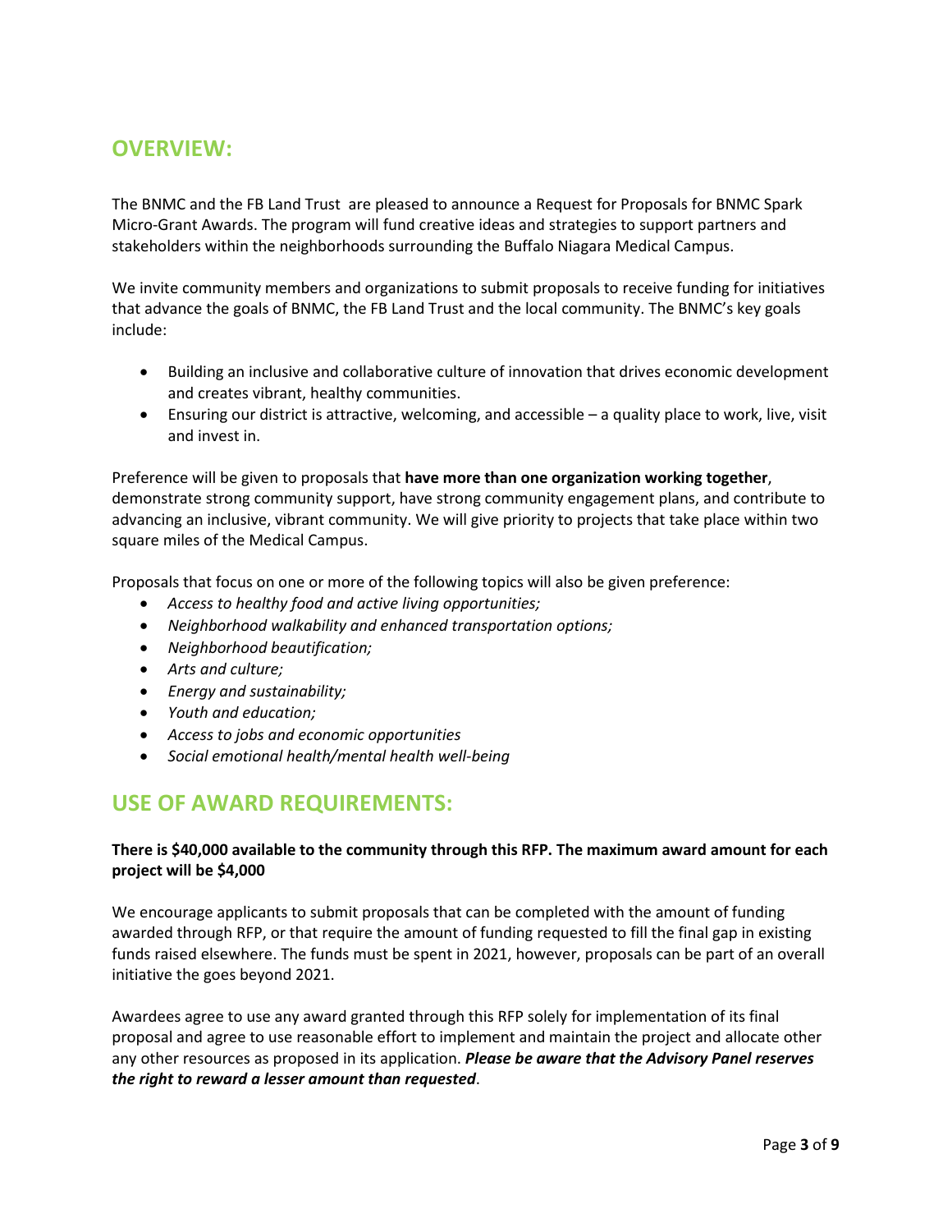## OVERVIEW:

The BNMC and the FB Land Trust  are pleased to announce a Request for Proposals for BNMC Spark Micro-Grant Awards. The program will fund creative ideas and strategies to support partners and stakeholders within the neighborhoods surrounding the Buffalo Niagara Medical Campus.

We invite community members and organizations to submit proposals to receive funding for initiatives that advance the goals of BNMC, the FB Land Trust and the local community. The BNMC's key goals include:

- Building an inclusive and collaborative culture of innovation that drives economic development and creates vibrant, healthy communities.
- Ensuring our district is attractive, welcoming, and accessible – a quality place to work, live, visit and invest in.

Preference will be given to proposals that **have more than one organization working together**, demonstrate strong community support, have strong community engagement plans, and contribute to advancing an inclusive, vibrant community. We will give priority to projects that take place within two square miles of the Medical Campus.

Proposals that focus on one or more of the following topics will also be given preference:

- *Access to healthy food and active living opportunities;*
- *Neighborhood walkability and enhanced transportation options;*
- *Neighborhood beautification;*
- *Arts and culture;*
- *Energy and sustainability;*
- *Youth and education;*
- *Access to jobs and economic opportunities*
- *Social emotional health/mental health well-being*

## USE OF AWARD REQUIREMENTS:

**There is $40,000 available to the community through this RFP. The maximum award amount for each project will be $4,000**

We encourage applicants to submit proposals that can be completed with the amount of funding awarded through RFP, or that require the amount of funding requested to fill the final gap in existing funds raised elsewhere. The funds must be spent in 2021, however, proposals can be part of an overall initiative the goes beyond 2021.

Awardees agree to use any award granted through this RFP solely for implementation of its final proposal and agree to use reasonable effort to implement and maintain the project and allocate other any other resources as proposed in its application. ***Please be aware that the Advisory Panel reserves the right to reward a lesser amount than requested***.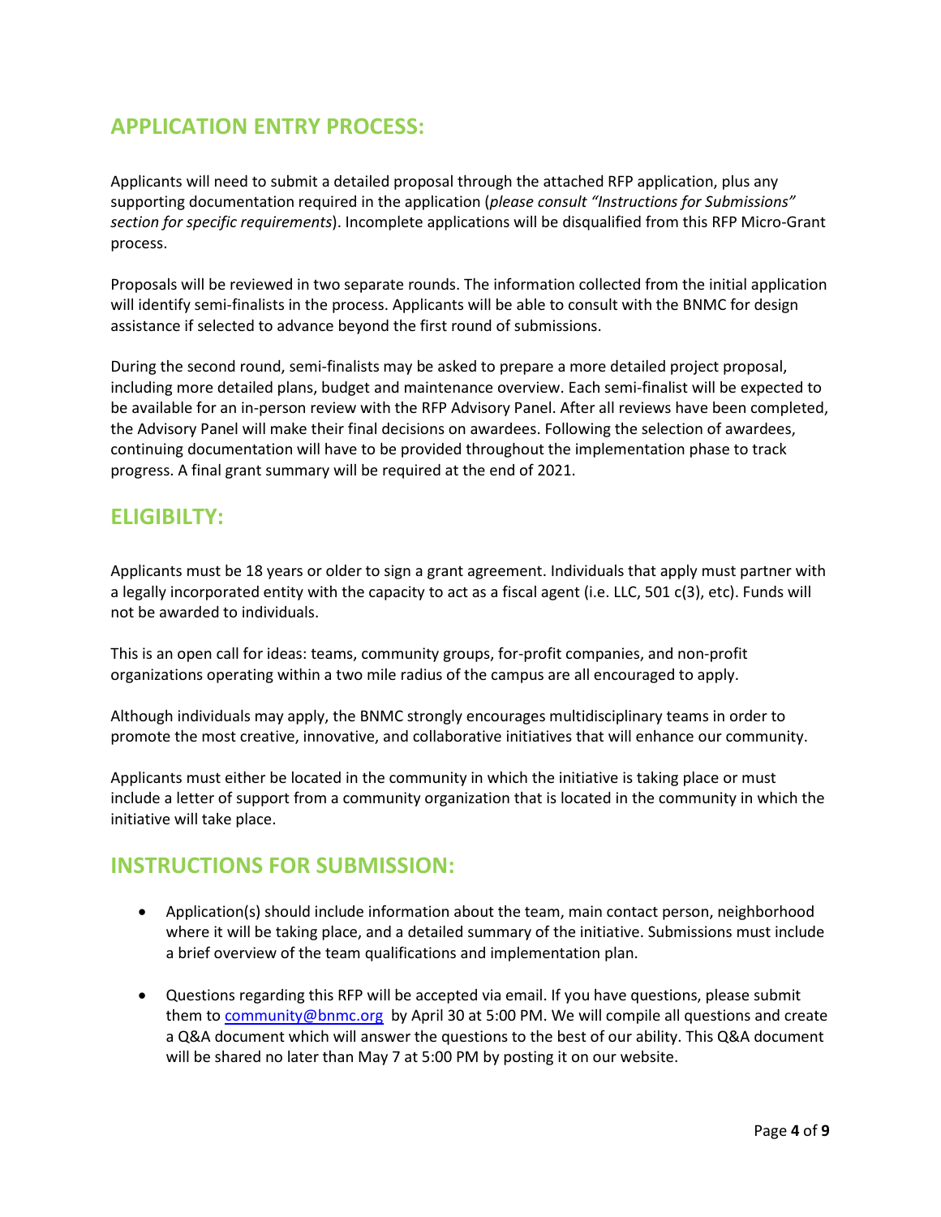## APPLICATION ENTRY PROCESS:

Applicants will need to submit a detailed proposal through the attached RFP application, plus any supporting documentation required in the application (*please consult "Instructions for Submissions" section for specific requirements*). Incomplete applications will be disqualified from this RFP Micro-Grant process.

Proposals will be reviewed in two separate rounds. The information collected from the initial application will identify semi-finalists in the process. Applicants will be able to consult with the BNMC for design assistance if selected to advance beyond the first round of submissions.

During the second round, semi-finalists may be asked to prepare a more detailed project proposal, including more detailed plans, budget and maintenance overview. Each semi-finalist will be expected to be available for an in-person review with the RFP Advisory Panel. After all reviews have been completed, the Advisory Panel will make their final decisions on awardees. Following the selection of awardees, continuing documentation will have to be provided throughout the implementation phase to track progress. A final grant summary will be required at the end of 2021.

## ELIGIBILTY:

Applicants must be 18 years or older to sign a grant agreement. Individuals that apply must partner with a legally incorporated entity with the capacity to act as a fiscal agent (i.e. LLC, 501 c(3), etc). Funds will not be awarded to individuals.

This is an open call for ideas: teams, community groups, for-profit companies, and non-profit organizations operating within a two mile radius of the campus are all encouraged to apply.

Although individuals may apply, the BNMC strongly encourages multidisciplinary teams in order to promote the most creative, innovative, and collaborative initiatives that will enhance our community.

Applicants must either be located in the community in which the initiative is taking place or must include a letter of support from a community organization that is located in the community in which the initiative will take place.

## INSTRUCTIONS FOR SUBMISSION:

- Application(s) should include information about the team, main contact person, neighborhood where it will be taking place, and a detailed summary of the initiative. Submissions must include a brief overview of the team qualifications and implementation plan.
- Questions regarding this RFP will be accepted via email. If you have questions, please submit them to community@bnmc.org by April 30 at 5:00 PM. We will compile all questions and create a Q&A document which will answer the questions to the best of our ability. This Q&A document will be shared no later than May 7 at 5:00 PM by posting it on our website.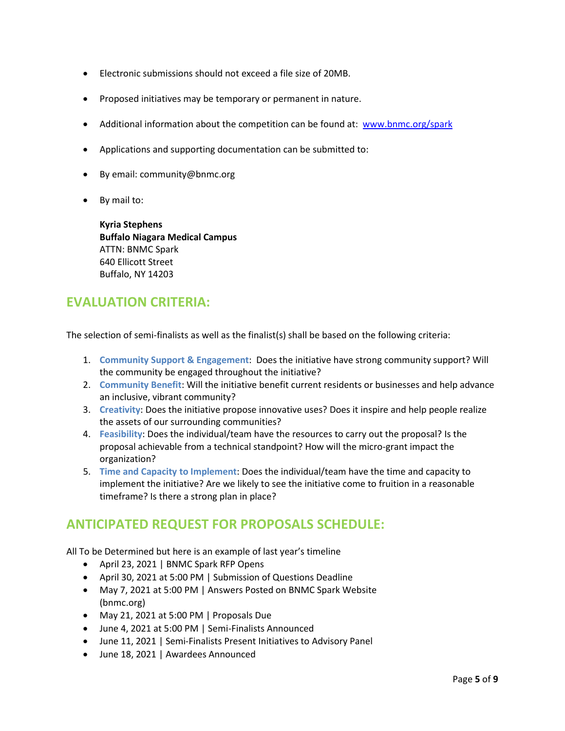- Electronic submissions should not exceed a file size of 20MB.
- Proposed initiatives may be temporary or permanent in nature.
- Additional information about the competition can be found at: [www.bnmc.org/spark](http://www.bnmc.org/spark)
- Applications and supporting documentation can be submitted to:
- By email: community@bnmc.org
- By mail to:

  **Kyria Stephens**
  **Buffalo Niagara Medical Campus**
  ATTN: BNMC Spark
  640 Ellicott Street
  Buffalo, NY 14203

## EVALUATION CRITERIA:

The selection of semi-finalists as well as the finalist(s) shall be based on the following criteria:

1. **Community Support & Engagement**: Does the initiative have strong community support? Will the community be engaged throughout the initiative?
2. **Community Benefit**: Will the initiative benefit current residents or businesses and help advance an inclusive, vibrant community?
3. **Creativity**: Does the initiative propose innovative uses? Does it inspire and help people realize the assets of our surrounding communities?
4. **Feasibility**: Does the individual/team have the resources to carry out the proposal? Is the proposal achievable from a technical standpoint? How will the micro-grant impact the organization?
5. **Time and Capacity to Implement**: Does the individual/team have the time and capacity to implement the initiative? Are we likely to see the initiative come to fruition in a reasonable timeframe? Is there a strong plan in place?

## ANTICIPATED REQUEST FOR PROPOSALS SCHEDULE:

All To be Determined but here is an example of last year's timeline

- April 23, 2021 | BNMC Spark RFP Opens
- April 30, 2021 at 5:00 PM | Submission of Questions Deadline
- May 7, 2021 at 5:00 PM | Answers Posted on BNMC Spark Website (bnmc.org)
- May 21, 2021 at 5:00 PM | Proposals Due
- June 4, 2021 at 5:00 PM | Semi-Finalists Announced
- June 11, 2021 | Semi-Finalists Present Initiatives to Advisory Panel
- June 18, 2021 | Awardees Announced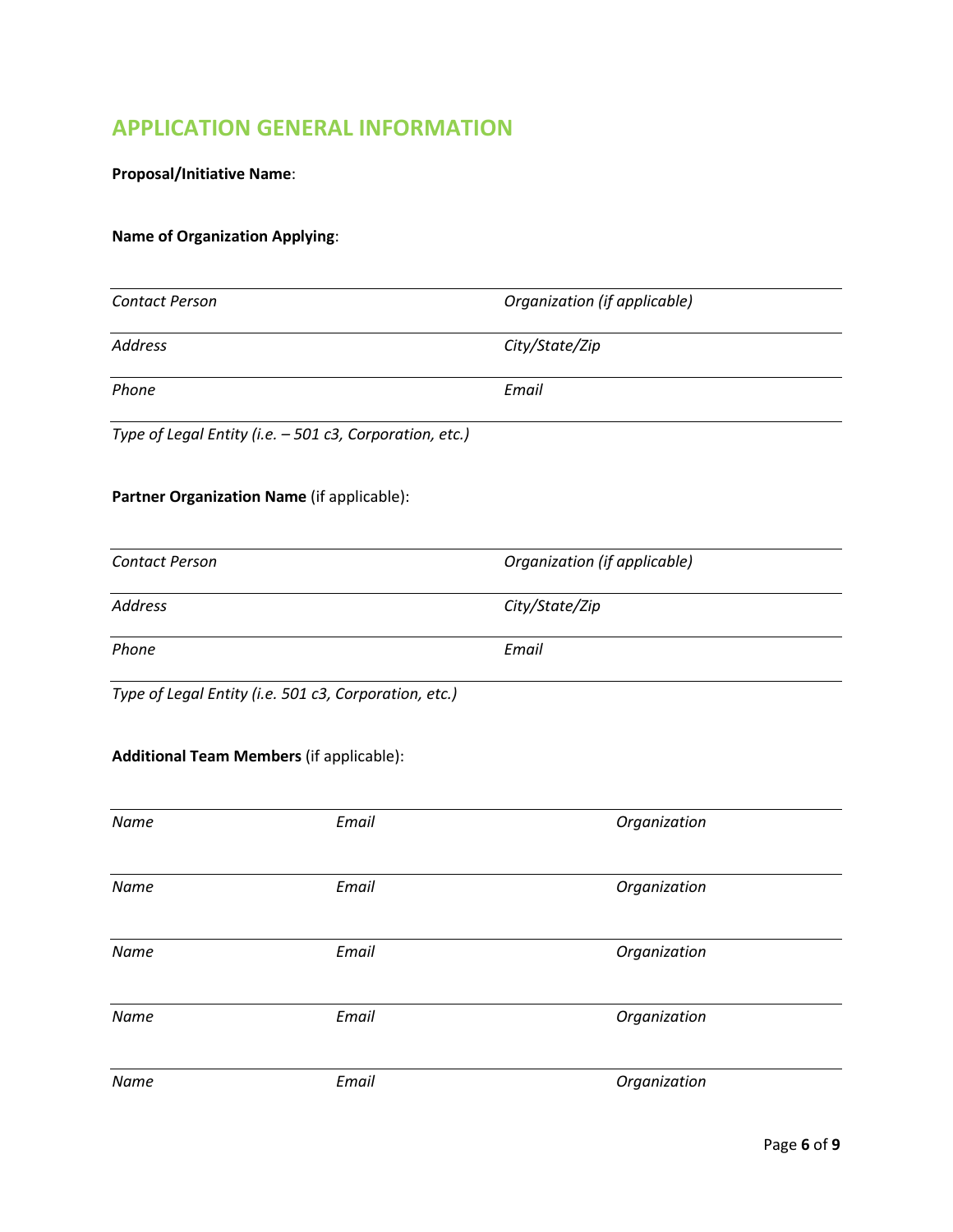## APPLICATION GENERAL INFORMATION

**Proposal/Initiative Name**:

**Name of Organization Applying**:

| | |
|---|---|
| *Contact Person* | *Organization (if applicable)* |
| *Address* | *City/State/Zip* |
| *Phone* | *Email* |
| *Type of Legal Entity (i.e. – 501 c3, Corporation, etc.)* | |

**Partner Organization Name** (if applicable):

| | |
|---|---|
| *Contact Person* | *Organization (if applicable)* |
| *Address* | *City/State/Zip* |
| *Phone* | *Email* |
| *Type of Legal Entity (i.e. 501 c3, Corporation, etc.)* | |

**Additional Team Members** (if applicable):

| | | |
|---|---|---|
| *Name* | *Email* | *Organization* |
| *Name* | *Email* | *Organization* |
| *Name* | *Email* | *Organization* |
| *Name* | *Email* | *Organization* |
| *Name* | *Email* | *Organization* |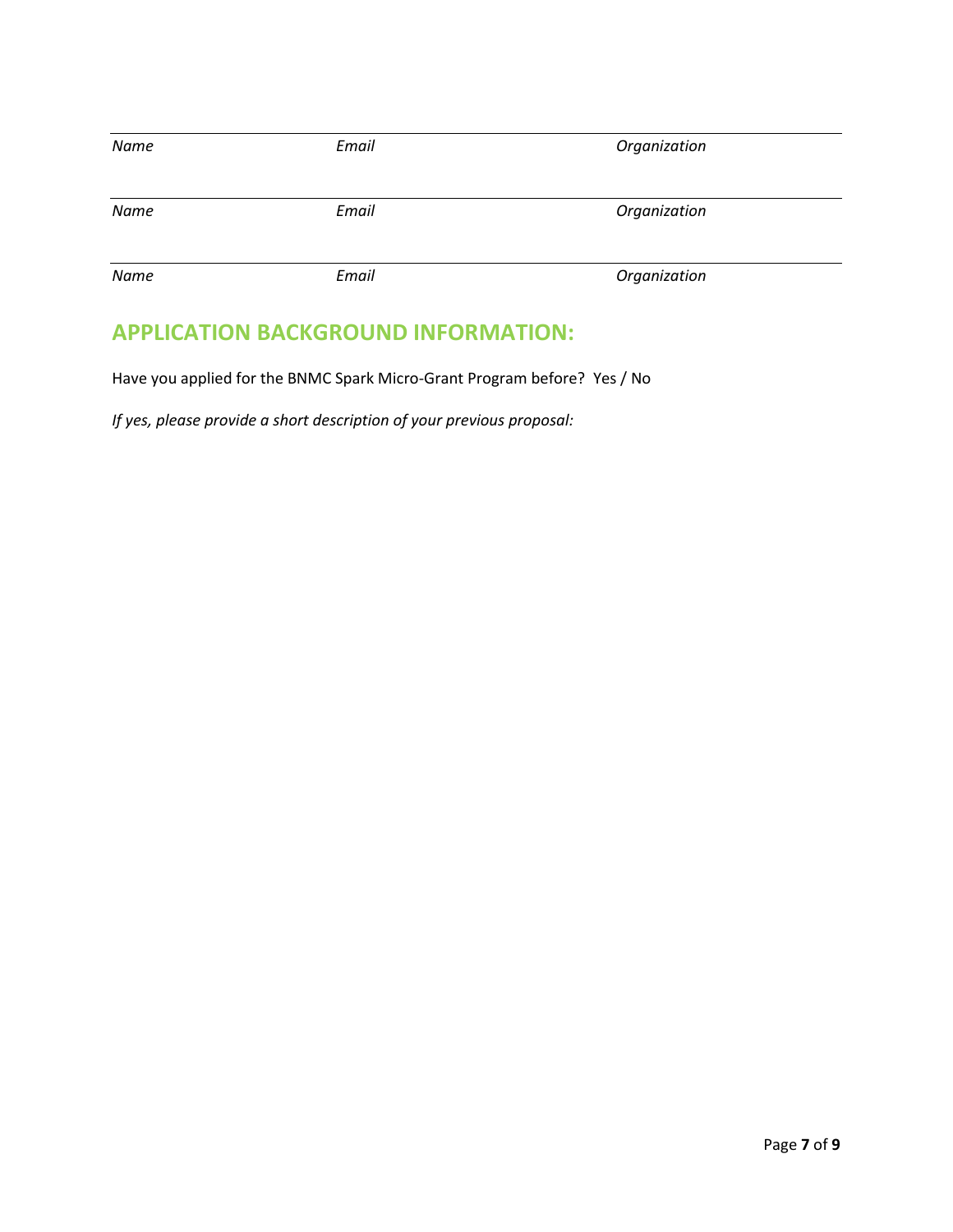| *Name* | *Email* | *Organization* |
|---|---|---|
| *Name* | *Email* | *Organization* |
| *Name* | *Email* | *Organization* |

## APPLICATION BACKGROUND INFORMATION:

Have you applied for the BNMC Spark Micro-Grant Program before? Yes / No

*If yes, please provide a short description of your previous proposal:*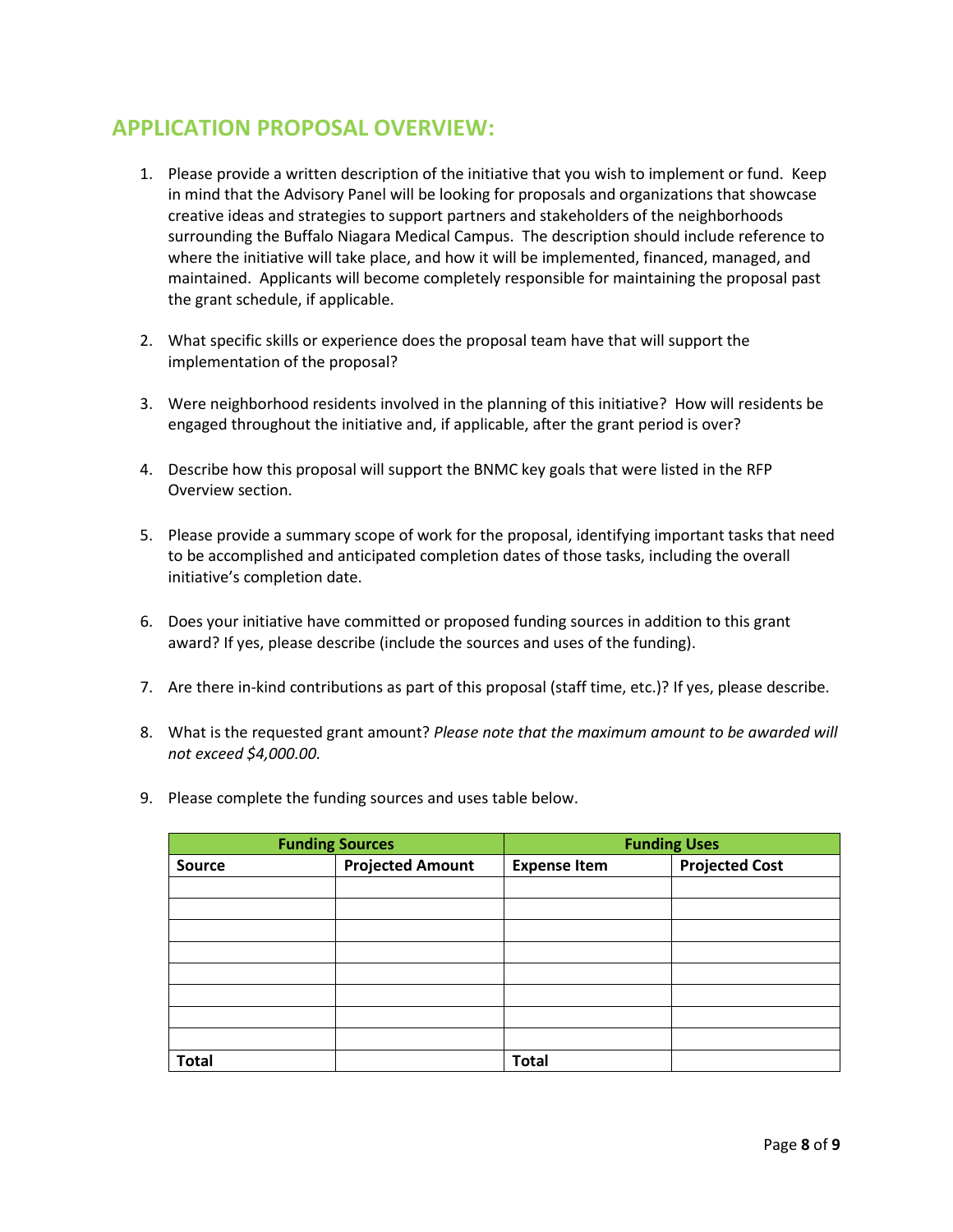## APPLICATION PROPOSAL OVERVIEW:

1. Please provide a written description of the initiative that you wish to implement or fund. Keep in mind that the Advisory Panel will be looking for proposals and organizations that showcase creative ideas and strategies to support partners and stakeholders of the neighborhoods surrounding the Buffalo Niagara Medical Campus. The description should include reference to where the initiative will take place, and how it will be implemented, financed, managed, and maintained. Applicants will become completely responsible for maintaining the proposal past the grant schedule, if applicable.

2. What specific skills or experience does the proposal team have that will support the implementation of the proposal?

3. Were neighborhood residents involved in the planning of this initiative? How will residents be engaged throughout the initiative and, if applicable, after the grant period is over?

4. Describe how this proposal will support the BNMC key goals that were listed in the RFP Overview section.

5. Please provide a summary scope of work for the proposal, identifying important tasks that need to be accomplished and anticipated completion dates of those tasks, including the overall initiative's completion date.

6. Does your initiative have committed or proposed funding sources in addition to this grant award? If yes, please describe (include the sources and uses of the funding).

7. Are there in-kind contributions as part of this proposal (staff time, etc.)? If yes, please describe.

8. What is the requested grant amount? *Please note that the maximum amount to be awarded will not exceed $4,000.00.*

9. Please complete the funding sources and uses table below.

| **Funding Sources** | | **Funding Uses** | |
|---|---|---|---|
| **Source** | **Projected Amount** | **Expense Item** | **Projected Cost** |
| | | | |
| | | | |
| | | | |
| | | | |
| | | | |
| | | | |
| | | | |
| | | | |
| **Total** | | **Total** | |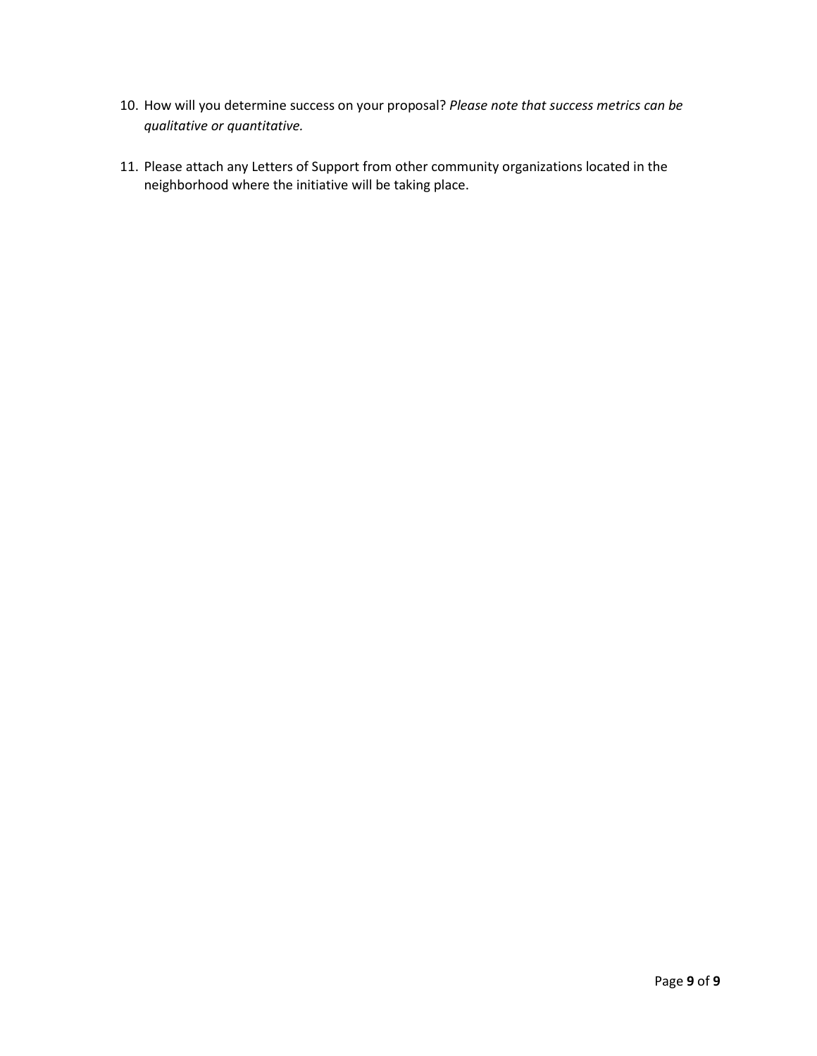10. How will you determine success on your proposal? *Please note that success metrics can be qualitative or quantitative.*

11. Please attach any Letters of Support from other community organizations located in the neighborhood where the initiative will be taking place.